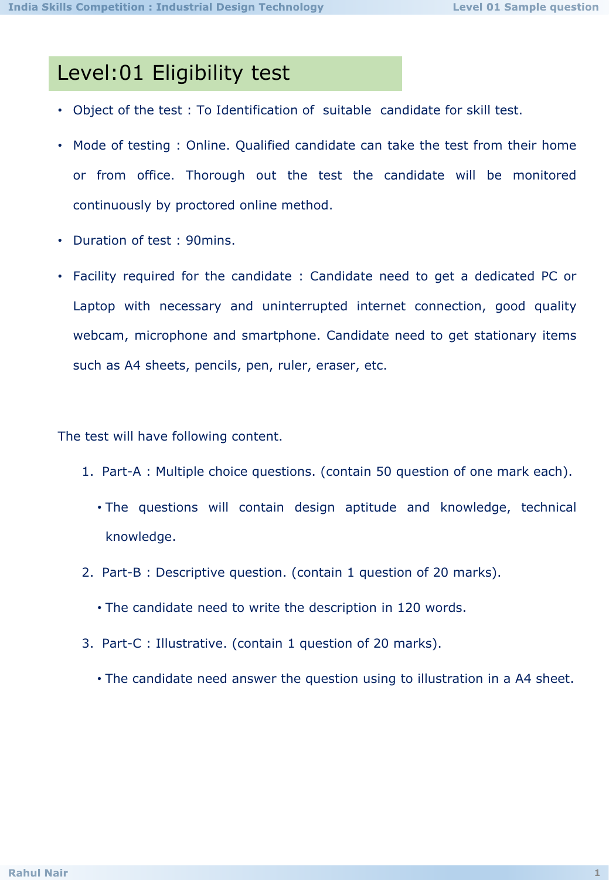# Level:01 Eligibility test

- Object of the test : To Identification of suitable candidate for skill test.
- Mode of testing : Online. Qualified candidate can take the test from their home or from office. Thorough out the test the candidate will be monitored continuously by proctored online method.
- Duration of test : 90mins.
- Facility required for the candidate : Candidate need to get a dedicated PC or Laptop with necessary and uninterrupted internet connection, good quality webcam, microphone and smartphone. Candidate need to get stationary items such as A4 sheets, pencils, pen, ruler, eraser, etc.

The test will have following content.

1. Part-A : Multiple choice questions. (contain 50 question of one mark each).
   - The questions will contain design aptitude and knowledge, technical knowledge.
2. Part-B : Descriptive question. (contain 1 question of 20 marks).
   - The candidate need to write the description in 120 words.
3. Part-C : Illustrative. (contain 1 question of 20 marks).
   - The candidate need answer the question using to illustration in a A4 sheet.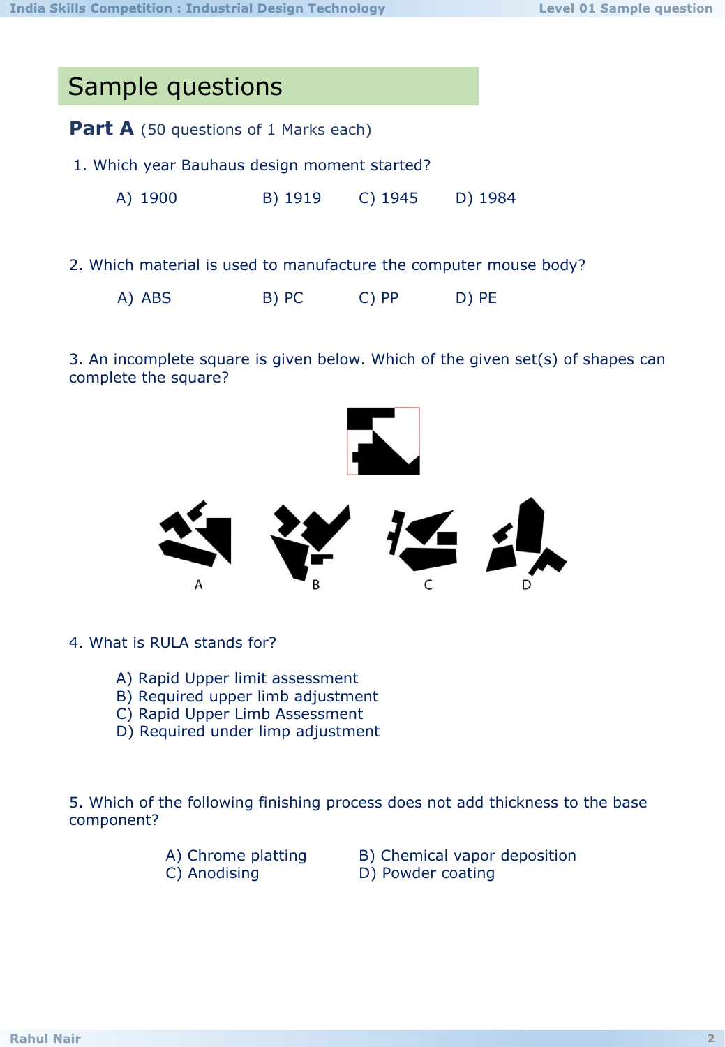## Sample questions

**Part A** (50 questions of 1 Marks each)

1. Which year Bauhaus design moment started?

   A) 1900 B) 1919 C) 1945 D) 1984

2. Which material is used to manufacture the computer mouse body?

   A) ABS B) PC C) PP D) PE

3. An incomplete square is given below. Which of the given set(s) of shapes can complete the square?

   A B C D

4. What is RULA stands for?

   A) Rapid Upper limit assessment
   B) Required upper limb adjustment
   C) Rapid Upper Limb Assessment
   D) Required under limp adjustment

5. Which of the following finishing process does not add thickness to the base component?

   A) Chrome platting B) Chemical vapor deposition
   C) Anodising D) Powder coating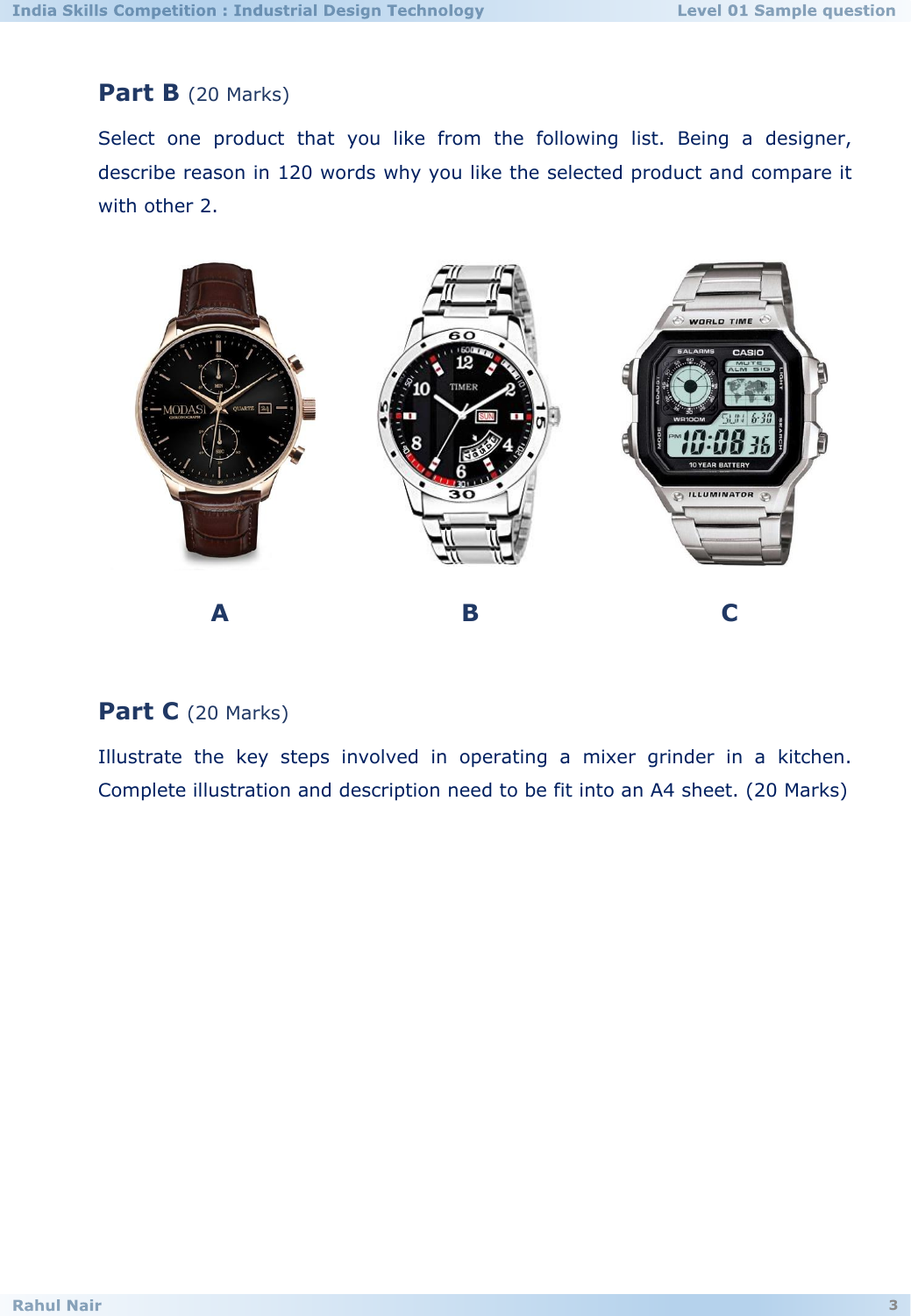## Part B (20 Marks)

Select one product that you like from the following list. Being a designer, describe reason in 120 words why you like the selected product and compare it with other 2.

A

B

C

## Part C (20 Marks)

Illustrate the key steps involved in operating a mixer grinder in a kitchen. Complete illustration and description need to be fit into an A4 sheet. (20 Marks)